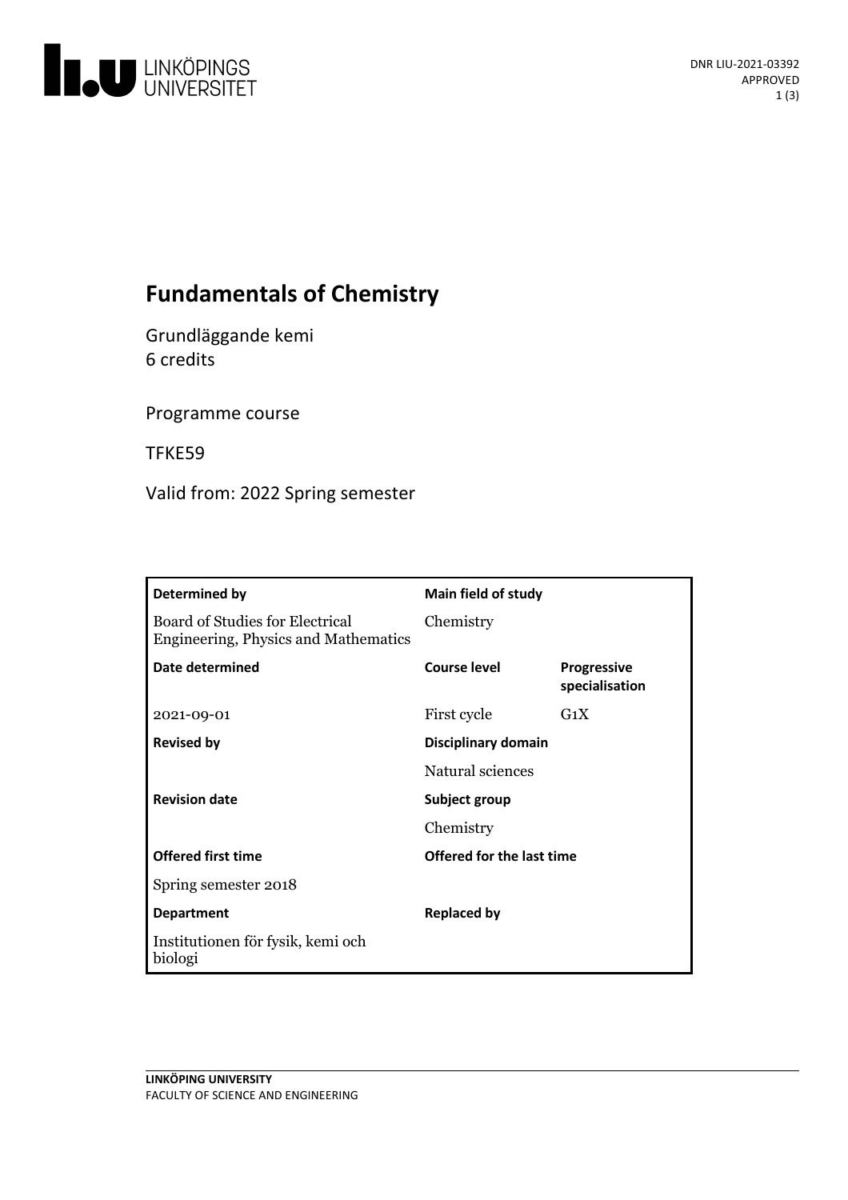DNR LIU-2021-03392
APPROVED

# Fundamentals of Chemistry

Grundläggande kemi
6 credits

Programme course

TFKE59

Valid from: 2022 Spring semester

| Determined by | Main field of study | |
|---|---|---|
| Board of Studies for Electrical Engineering, Physics and Mathematics | Chemistry | |
| **Date determined** | **Course level** | **Progressive specialisation** |
| 2021-09-01 | First cycle | G1X |
| **Revised by** | **Disciplinary domain** | |
| | Natural sciences | |
| **Revision date** | **Subject group** | |
| | Chemistry | |
| **Offered first time** | **Offered for the last time** | |
| Spring semester 2018 | | |
| **Department** | **Replaced by** | |
| Institutionen för fysik, kemi och biologi | | |

LINKÖPING UNIVERSITY
FACULTY OF SCIENCE AND ENGINEERING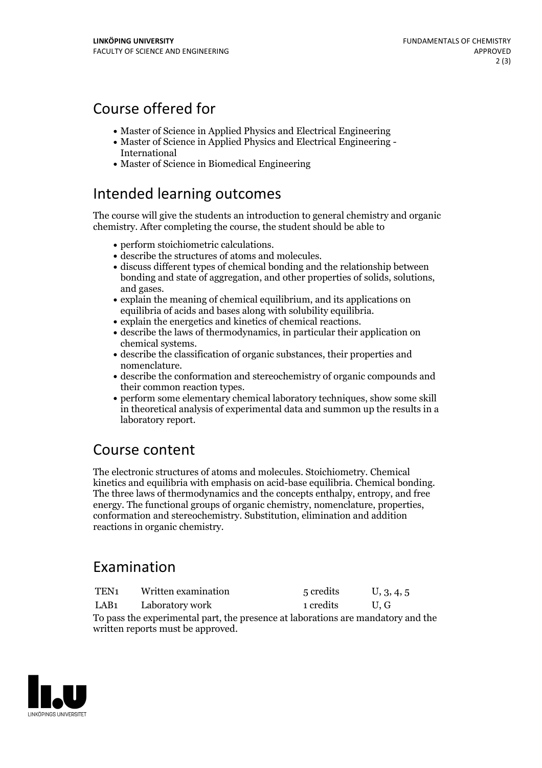## Course offered for

- Master of Science in Applied Physics and Electrical Engineering
- Master of Science in Applied Physics and Electrical Engineering - International
- Master of Science in Biomedical Engineering

## Intended learning outcomes

The course will give the students an introduction to general chemistry and organic chemistry. After completing the course, the student should be able to

- perform stoichiometric calculations.
- describe the structures of atoms and molecules.
- discuss different types of chemical bonding and the relationship between bonding and state of aggregation, and other properties of solids, solutions, and gases.
- explain the meaning of chemical equilibrium, and its applications on equilibria of acids and bases along with solubility equilibria.
- explain the energetics and kinetics of chemical reactions.
- describe the laws of thermodynamics, in particular their application on chemical systems.
- describe the classification of organic substances, their properties and nomenclature.
- describe the conformation and stereochemistry of organic compounds and their common reaction types.
- perform some elementary chemical laboratory techniques, show some skill in theoretical analysis of experimental data and summon up the results in a laboratory report.

## Course content

The electronic structures of atoms and molecules. Stoichiometry. Chemical kinetics and equilibria with emphasis on acid-base equilibria. Chemical bonding. The three laws of thermodynamics and the concepts enthalpy, entropy, and free energy. The functional groups of organic chemistry, nomenclature, properties, conformation and stereochemistry. Substitution, elimination and addition reactions in organic chemistry.

## Examination

| | | | |
|---|---|---|---|
| TEN1 | Written examination | 5 credits | U, 3, 4, 5 |
| LAB1 | Laboratory work | 1 credits | U, G |

To pass the experimental part, the presence at laborations are mandatory and the written reports must be approved.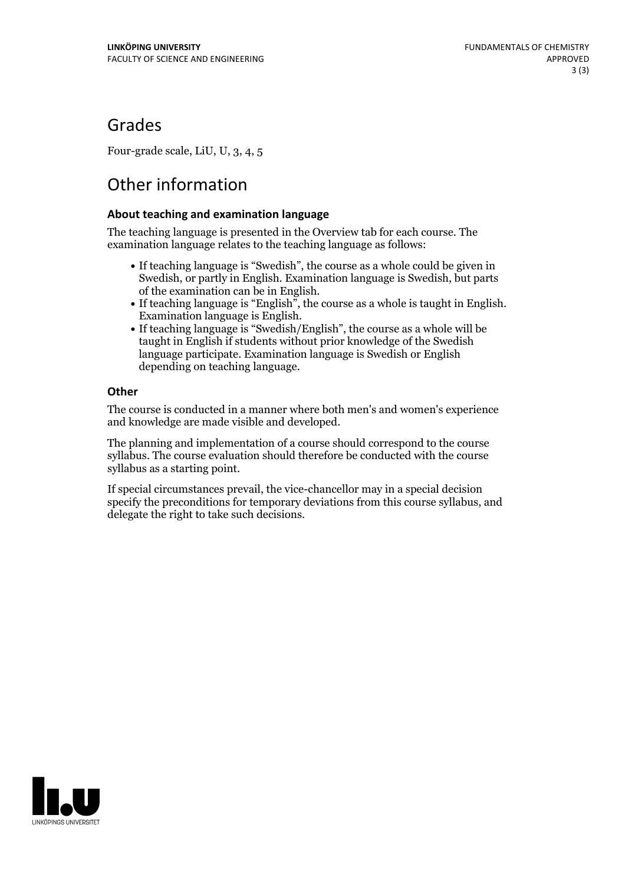## Grades

Four-grade scale, LiU, U, 3, 4, 5

## Other information

### About teaching and examination language

The teaching language is presented in the Overview tab for each course. The examination language relates to the teaching language as follows:

- If teaching language is "Swedish", the course as a whole could be given in Swedish, or partly in English. Examination language is Swedish, but parts of the examination can be in English.
- If teaching language is "English", the course as a whole is taught in English. Examination language is English.
- If teaching language is "Swedish/English", the course as a whole will be taught in English if students without prior knowledge of the Swedish language participate. Examination language is Swedish or English depending on teaching language.

### Other

The course is conducted in a manner where both men's and women's experience and knowledge are made visible and developed.

The planning and implementation of a course should correspond to the course syllabus. The course evaluation should therefore be conducted with the course syllabus as a starting point.

If special circumstances prevail, the vice-chancellor may in a special decision specify the preconditions for temporary deviations from this course syllabus, and delegate the right to take such decisions.